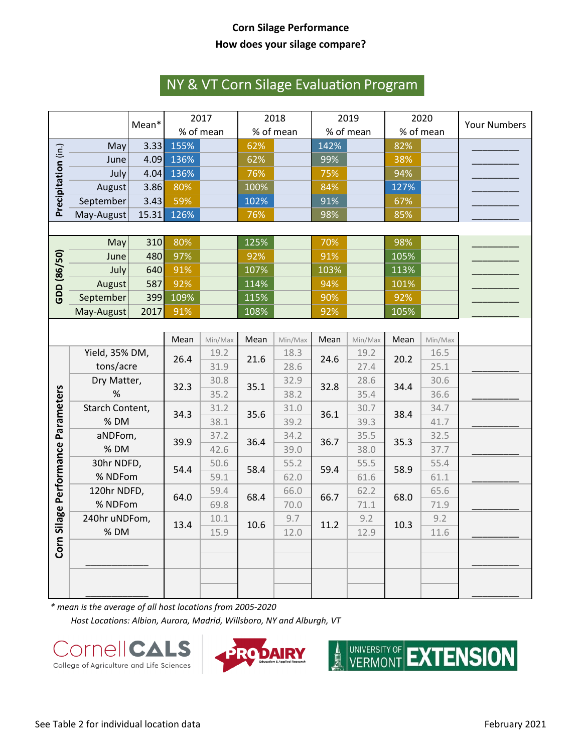**Corn Silage Performance**

**How does your silage compare?**

## NY & VT Corn Silage Evaluation Program

| | | Mean* | 2017 % of mean | | 2018 % of mean | | 2019 % of mean | | 2020 % of mean | | Your Numbers |
|---|---|---|---|---|---|---|---|---|---|---|---|
| Precipitation (in.) | May | 3.33 | 155% | | 62% | | 142% | | 82% | | ________ |
| | June | 4.09 | 136% | | 62% | | 99% | | 38% | | ________ |
| | July | 4.04 | 136% | | 76% | | 75% | | 94% | | ________ |
| | August | 3.86 | 80% | | 100% | | 84% | | 127% | | ________ |
| | September | 3.43 | 59% | | 102% | | 91% | | 67% | | ________ |
| | May-August | 15.31 | 126% | | 76% | | 98% | | 85% | | ________ |
| GDD (86/50) | May | 310 | 80% | | 125% | | 70% | | 98% | | ________ |
| | June | 480 | 97% | | 92% | | 91% | | 105% | | ________ |
| | July | 640 | 91% | | 107% | | 103% | | 113% | | ________ |
| | August | 587 | 92% | | 114% | | 94% | | 101% | | ________ |
| | September | 399 | 109% | | 115% | | 90% | | 92% | | ________ |
| | May-August | 2017 | 91% | | 108% | | 92% | | 105% | | ________ |
| | | | **Mean** | **Min/Max** | **Mean** | **Min/Max** | **Mean** | **Min/Max** | **Mean** | **Min/Max** | |
| Corn Silage Performance Parameters | Yield, 35% DM, tons/acre | | 26.4 | 19.2 / 31.9 | 21.6 | 18.3 / 28.6 | 24.6 | 19.2 / 27.4 | 20.2 | 16.5 / 25.1 | ________ |
| | Dry Matter, % | | 32.3 | 30.8 / 35.2 | 35.1 | 32.9 / 38.2 | 32.8 | 28.6 / 35.4 | 34.4 | 30.6 / 36.6 | ________ |
| | Starch Content, % DM | | 34.3 | 31.2 / 38.1 | 35.6 | 31.0 / 39.2 | 36.1 | 30.7 / 39.3 | 38.4 | 34.7 / 41.7 | ________ |
| | aNDFom, % DM | | 39.9 | 37.2 / 42.6 | 36.4 | 34.2 / 39.0 | 36.7 | 35.5 / 38.0 | 35.3 | 32.5 / 37.7 | ________ |
| | 30hr NDFD, % NDFom | | 54.4 | 50.6 / 59.1 | 58.4 | 55.2 / 62.0 | 59.4 | 55.5 / 61.6 | 58.9 | 55.4 / 61.1 | ________ |
| | 120hr NDFD, % NDFom | | 64.0 | 59.4 / 69.8 | 68.4 | 66.0 / 70.0 | 66.7 | 62.2 / 71.1 | 68.0 | 65.6 / 71.9 | ________ |
| | 240hr uNDFom, % DM | | 13.4 | 10.1 / 15.9 | 10.6 | 9.7 / 12.0 | 11.2 | 9.2 / 12.9 | 10.3 | 9.2 / 11.6 | ________ |
| | ___________ | | | | | | | | | | ________ |
| | ___________ | | | | | | | | | | ________ |

*\* mean is the average of all host locations from 2005-2020*

*Host Locations: Albion, Aurora, Madrid, Willsboro, NY and Alburgh, VT*

Cornell CALS College of Agriculture and Life Sciences | PRO-DAIRY Education & Applied Research | University of Vermont Extension

See Table 2 for individual location data

February 2021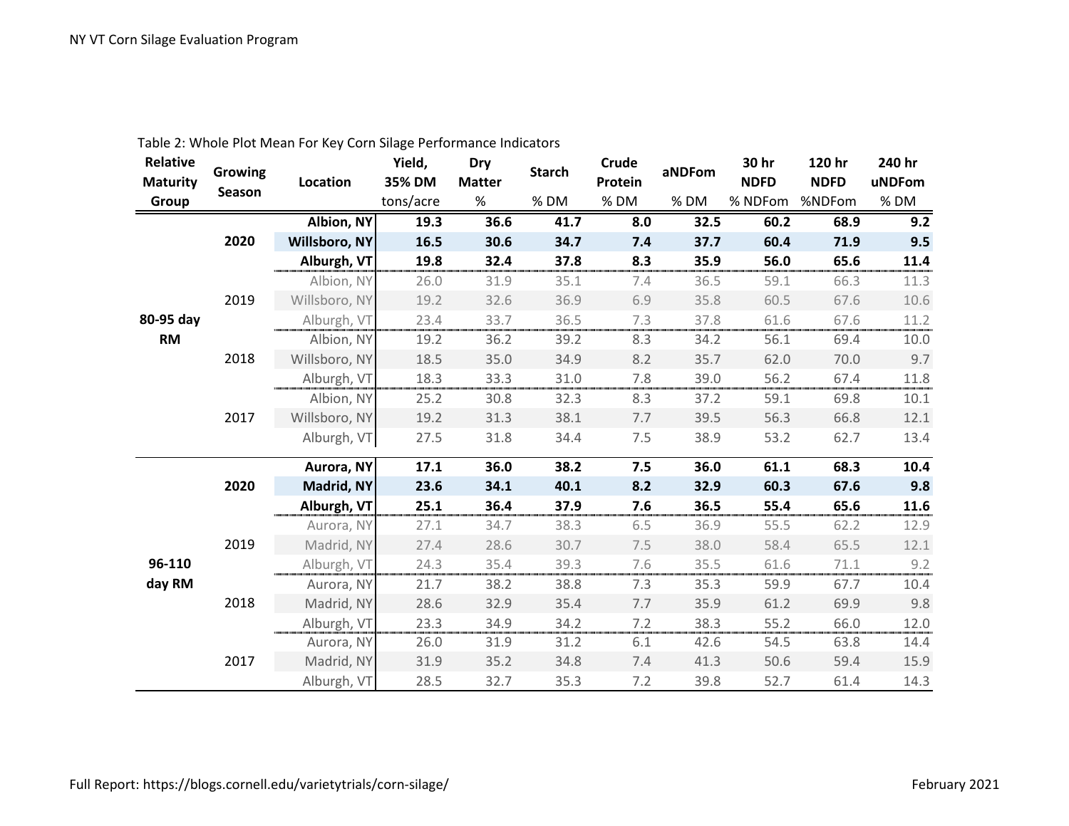Table 2: Whole Plot Mean For Key Corn Silage Performance Indicators

| Relative Maturity Group | Growing Season | Location | Yield, 35% DM | Dry Matter | Starch | Crude Protein | aNDFom | 30 hr NDFD | 120 hr NDFD | 240 hr uNDFom |
|---|---|---|---|---|---|---|---|---|---|---|
| | | | tons/acre | % | % DM | % DM | % DM | % NDFom | %NDFom | % DM |
| 80-95 day RM | 2020 | **Albion, NY** | **19.3** | **36.6** | **41.7** | **8.0** | **32.5** | **60.2** | **68.9** | **9.2** |
| | | **Willsboro, NY** | **16.5** | **30.6** | **34.7** | **7.4** | **37.7** | **60.4** | **71.9** | **9.5** |
| | | **Alburgh, VT** | **19.8** | **32.4** | **37.8** | **8.3** | **35.9** | **56.0** | **65.6** | **11.4** |
| | 2019 | Albion, NY | 26.0 | 31.9 | 35.1 | 7.4 | 36.5 | 59.1 | 66.3 | 11.3 |
| | | Willsboro, NY | 19.2 | 32.6 | 36.9 | 6.9 | 35.8 | 60.5 | 67.6 | 10.6 |
| | | Alburgh, VT | 23.4 | 33.7 | 36.5 | 7.3 | 37.8 | 61.6 | 67.6 | 11.2 |
| | 2018 | Albion, NY | 19.2 | 36.2 | 39.2 | 8.3 | 34.2 | 56.1 | 69.4 | 10.0 |
| | | Willsboro, NY | 18.5 | 35.0 | 34.9 | 8.2 | 35.7 | 62.0 | 70.0 | 9.7 |
| | | Alburgh, VT | 18.3 | 33.3 | 31.0 | 7.8 | 39.0 | 56.2 | 67.4 | 11.8 |
| | 2017 | Albion, NY | 25.2 | 30.8 | 32.3 | 8.3 | 37.2 | 59.1 | 69.8 | 10.1 |
| | | Willsboro, NY | 19.2 | 31.3 | 38.1 | 7.7 | 39.5 | 56.3 | 66.8 | 12.1 |
| | | Alburgh, VT | 27.5 | 31.8 | 34.4 | 7.5 | 38.9 | 53.2 | 62.7 | 13.4 |
| 96-110 day RM | 2020 | **Aurora, NY** | **17.1** | **36.0** | **38.2** | **7.5** | **36.0** | **61.1** | **68.3** | **10.4** |
| | | **Madrid, NY** | **23.6** | **34.1** | **40.1** | **8.2** | **32.9** | **60.3** | **67.6** | **9.8** |
| | | **Alburgh, VT** | **25.1** | **36.4** | **37.9** | **7.6** | **36.5** | **55.4** | **65.6** | **11.6** |
| | 2019 | Aurora, NY | 27.1 | 34.7 | 38.3 | 6.5 | 36.9 | 55.5 | 62.2 | 12.9 |
| | | Madrid, NY | 27.4 | 28.6 | 30.7 | 7.5 | 38.0 | 58.4 | 65.5 | 12.1 |
| | | Alburgh, VT | 24.3 | 35.4 | 39.3 | 7.6 | 35.5 | 61.6 | 71.1 | 9.2 |
| | 2018 | Aurora, NY | 21.7 | 38.2 | 38.8 | 7.3 | 35.3 | 59.9 | 67.7 | 10.4 |
| | | Madrid, NY | 28.6 | 32.9 | 35.4 | 7.7 | 35.9 | 61.2 | 69.9 | 9.8 |
| | | Alburgh, VT | 23.3 | 34.9 | 34.2 | 7.2 | 38.3 | 55.2 | 66.0 | 12.0 |
| | 2017 | Aurora, NY | 26.0 | 31.9 | 31.2 | 6.1 | 42.6 | 54.5 | 63.8 | 14.4 |
| | | Madrid, NY | 31.9 | 35.2 | 34.8 | 7.4 | 41.3 | 50.6 | 59.4 | 15.9 |
| | | Alburgh, VT | 28.5 | 32.7 | 35.3 | 7.2 | 39.8 | 52.7 | 61.4 | 14.3 |

Full Report: https://blogs.cornell.edu/varietytrials/corn-silage/

February 2021